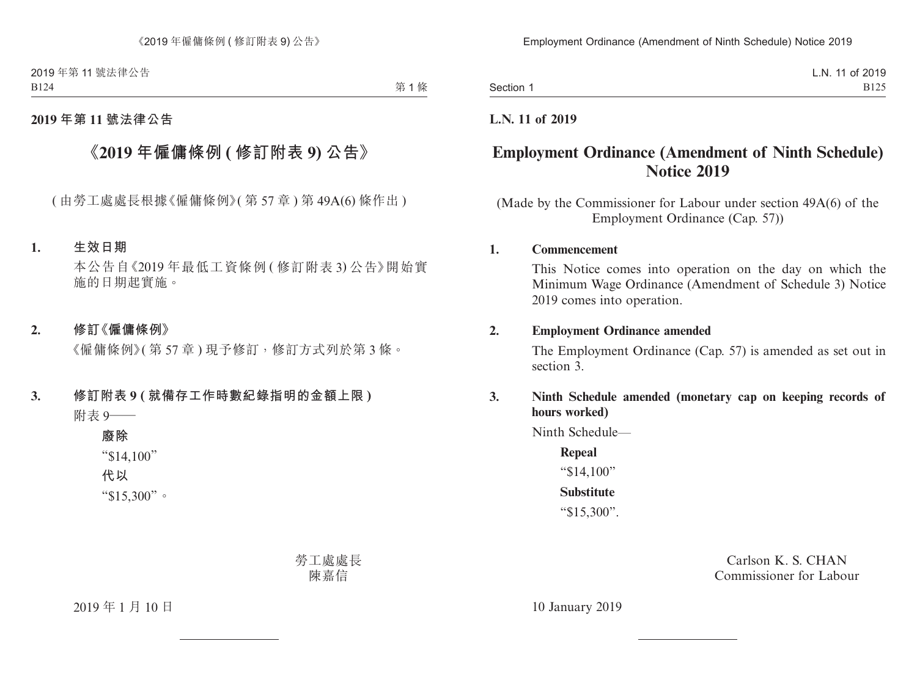**2019 年第 11 號法律公告**

# 《2019 年僱傭條例 ( 修訂附表 9) 公告》

( 由勞工處處長根據《僱傭條例》( 第 57 章 ) 第 49A(6) 條作出 )

**1. 生效日期**

本公告自《2019 年最低工資條例 ( 修訂附表 3) 公告》開始實施的日期起實施。

**2. 修訂《僱傭條例》**

《僱傭條例》( 第 57 章 ) 現予修訂，修訂方式列於第 3 條。

**3. 修訂附表 9 ( 就備存工作時數紀錄指明的金額上限 )**

附表 9——

**廢除**

"$14,100"

**代以**

"$15,300"。

勞工處處長
陳嘉信

2019 年 1 月 10 日

---

**L.N. 11 of 2019**

# Employment Ordinance (Amendment of Ninth Schedule) Notice 2019

(Made by the Commissioner for Labour under section 49A(6) of the Employment Ordinance (Cap. 57))

**1. Commencement**

This Notice comes into operation on the day on which the Minimum Wage Ordinance (Amendment of Schedule 3) Notice 2019 comes into operation.

**2. Employment Ordinance amended**

The Employment Ordinance (Cap. 57) is amended as set out in section 3.

**3. Ninth Schedule amended (monetary cap on keeping records of hours worked)**

Ninth Schedule—

**Repeal**

"$14,100"

**Substitute**

"$15,300".

Carlson K. S. CHAN
Commissioner for Labour

10 January 2019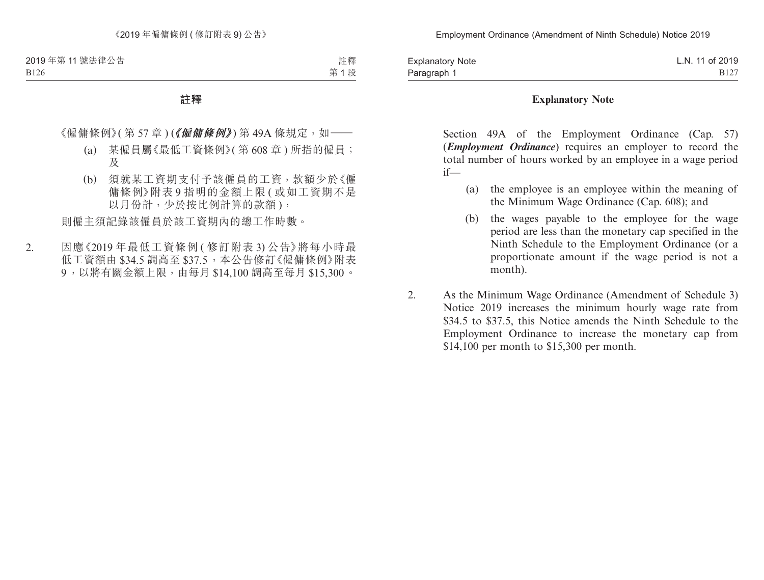## 註釋

《僱傭條例》(第 57 章) (***《僱傭條例》***) 第 49A 條規定，如——

(a) 某僱員屬《最低工資條例》(第 608 章) 所指的僱員；及

(b) 須就某工資期支付予該僱員的工資，款額少於《僱傭條例》附表 9 指明的金額上限 (或如工資期不是以月份計，少於按比例計算的款額)，

則僱主須記錄該僱員於該工資期內的總工作時數。

2. 因應《2019 年最低工資條例 (修訂附表 3) 公告》將每小時最低工資額由 $34.5 調高至 $37.5，本公告修訂《僱傭條例》附表 9，以將有關金額上限，由每月 $14,100 調高至每月 $15,300。

## Explanatory Note

Section 49A of the Employment Ordinance (Cap. 57) (***Employment Ordinance***) requires an employer to record the total number of hours worked by an employee in a wage period if—

(a) the employee is an employee within the meaning of the Minimum Wage Ordinance (Cap. 608); and

(b) the wages payable to the employee for the wage period are less than the monetary cap specified in the Ninth Schedule to the Employment Ordinance (or a proportionate amount if the wage period is not a month).

2. As the Minimum Wage Ordinance (Amendment of Schedule 3) Notice 2019 increases the minimum hourly wage rate from $34.5 to $37.5, this Notice amends the Ninth Schedule to the Employment Ordinance to increase the monetary cap from $14,100 per month to $15,300 per month.